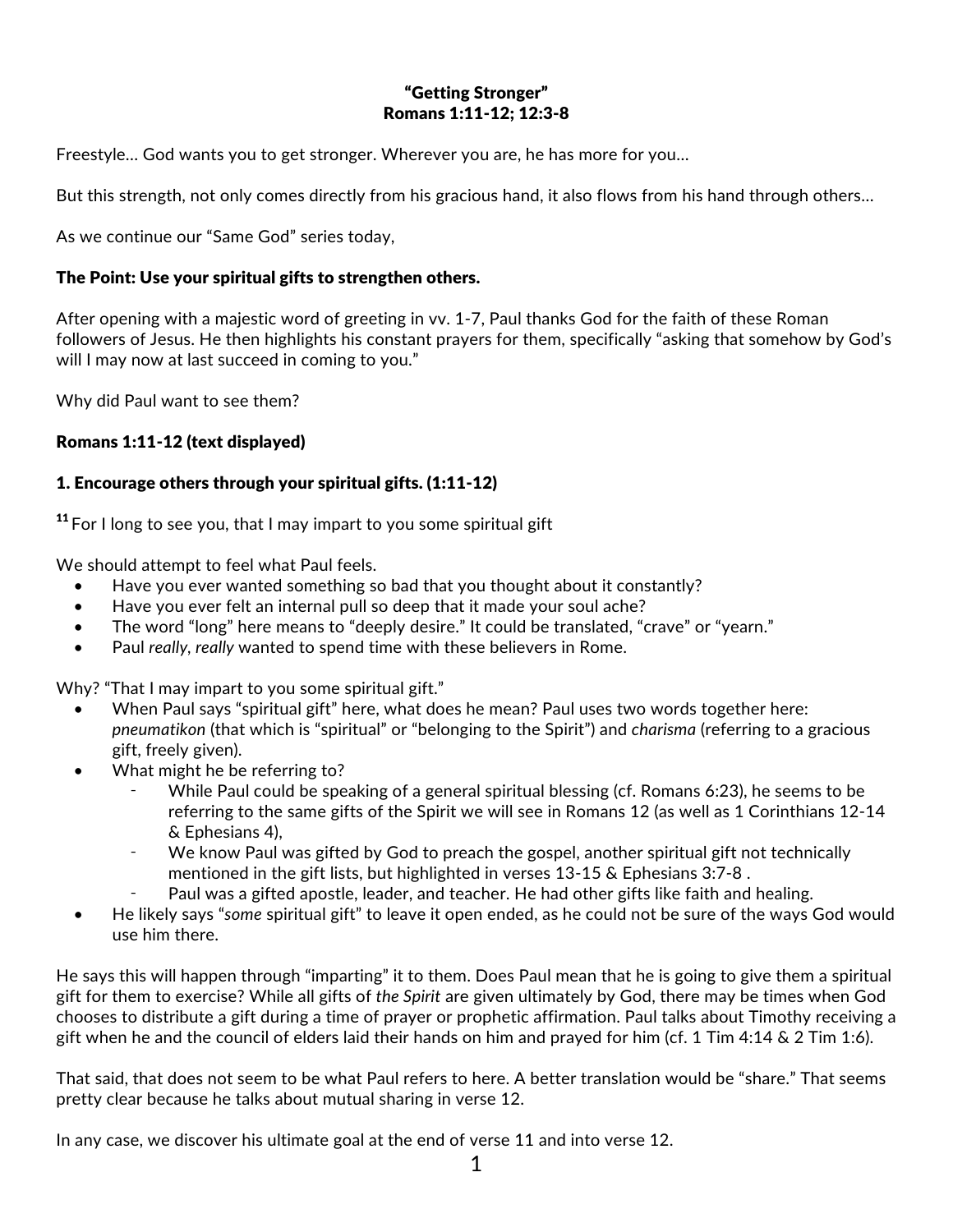**“Getting Stronger”**
**Romans 1:11-12; 12:3-8**

Freestyle… God wants you to get stronger. Wherever you are, he has more for you…

But this strength, not only comes directly from his gracious hand, it also flows from his hand through others…

As we continue our “Same God” series today,

**The Point: Use your spiritual gifts to strengthen others.**

After opening with a majestic word of greeting in vv. 1-7, Paul thanks God for the faith of these Roman followers of Jesus. He then highlights his constant prayers for them, specifically “asking that somehow by God’s will I may now at last succeed in coming to you.”

Why did Paul want to see them?

**Romans 1:11-12 (text displayed)**

**1. Encourage others through your spiritual gifts. (1:11-12)**

**11** For I long to see you, that I may impart to you some spiritual gift

We should attempt to feel what Paul feels.

- Have you ever wanted something so bad that you thought about it constantly?
- Have you ever felt an internal pull so deep that it made your soul ache?
- The word “long” here means to “deeply desire.” It could be translated, “crave” or “yearn.”
- Paul *really*, *really* wanted to spend time with these believers in Rome.

Why? “That I may impart to you some spiritual gift.”

- When Paul says “spiritual gift” here, what does he mean? Paul uses two words together here: *pneumatikon* (that which is “spiritual” or “belonging to the Spirit”) and *charisma* (referring to a gracious gift, freely given).
- What might he be referring to?
  - While Paul could be speaking of a general spiritual blessing (cf. Romans 6:23), he seems to be referring to the same gifts of the Spirit we will see in Romans 12 (as well as 1 Corinthians 12-14 & Ephesians 4),
  - We know Paul was gifted by God to preach the gospel, another spiritual gift not technically mentioned in the gift lists, but highlighted in verses 13-15 & Ephesians 3:7-8 .
  - Paul was a gifted apostle, leader, and teacher. He had other gifts like faith and healing.
- He likely says “*some* spiritual gift” to leave it open ended, as he could not be sure of the ways God would use him there.

He says this will happen through “imparting” it to them. Does Paul mean that he is going to give them a spiritual gift for them to exercise? While all gifts of *the Spirit* are given ultimately by God, there may be times when God chooses to distribute a gift during a time of prayer or prophetic affirmation. Paul talks about Timothy receiving a gift when he and the council of elders laid their hands on him and prayed for him (cf. 1 Tim 4:14 & 2 Tim 1:6).

That said, that does not seem to be what Paul refers to here. A better translation would be “share.” That seems pretty clear because he talks about mutual sharing in verse 12.

In any case, we discover his ultimate goal at the end of verse 11 and into verse 12.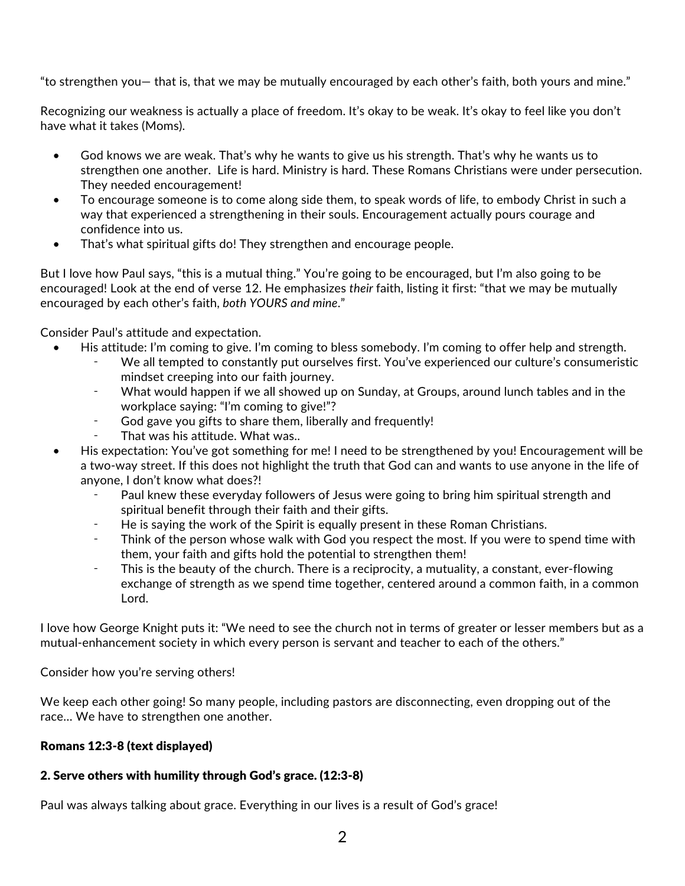"to strengthen you— that is, that we may be mutually encouraged by each other's faith, both yours and mine."

Recognizing our weakness is actually a place of freedom. It's okay to be weak. It's okay to feel like you don't have what it takes (Moms).

- God knows we are weak. That's why he wants to give us his strength. That's why he wants us to strengthen one another. Life is hard. Ministry is hard. These Romans Christians were under persecution. They needed encouragement!
- To encourage someone is to come along side them, to speak words of life, to embody Christ in such a way that experienced a strengthening in their souls. Encouragement actually pours courage and confidence into us.
- That's what spiritual gifts do! They strengthen and encourage people.

But I love how Paul says, "this is a mutual thing." You're going to be encouraged, but I'm also going to be encouraged! Look at the end of verse 12. He emphasizes *their* faith, listing it first: "that we may be mutually encouraged by each other's faith, *both YOURS and mine*."

Consider Paul's attitude and expectation.

- His attitude: I'm coming to give. I'm coming to bless somebody. I'm coming to offer help and strength.
  - We all tempted to constantly put ourselves first. You've experienced our culture's consumeristic mindset creeping into our faith journey.
  - What would happen if we all showed up on Sunday, at Groups, around lunch tables and in the workplace saying: "I'm coming to give!"?
  - God gave you gifts to share them, liberally and frequently!
  - That was his attitude. What was..
- His expectation: You've got something for me! I need to be strengthened by you! Encouragement will be a two-way street. If this does not highlight the truth that God can and wants to use anyone in the life of anyone, I don't know what does?!
  - Paul knew these everyday followers of Jesus were going to bring him spiritual strength and spiritual benefit through their faith and their gifts.
  - He is saying the work of the Spirit is equally present in these Roman Christians.
  - Think of the person whose walk with God you respect the most. If you were to spend time with them, your faith and gifts hold the potential to strengthen them!
  - This is the beauty of the church. There is a reciprocity, a mutuality, a constant, ever-flowing exchange of strength as we spend time together, centered around a common faith, in a common Lord.

I love how George Knight puts it: "We need to see the church not in terms of greater or lesser members but as a mutual-enhancement society in which every person is servant and teacher to each of the others."

Consider how you're serving others!

We keep each other going! So many people, including pastors are disconnecting, even dropping out of the race… We have to strengthen one another.

**Romans 12:3-8 (text displayed)**

### 2. Serve others with humility through God's grace. (12:3-8)

Paul was always talking about grace. Everything in our lives is a result of God's grace!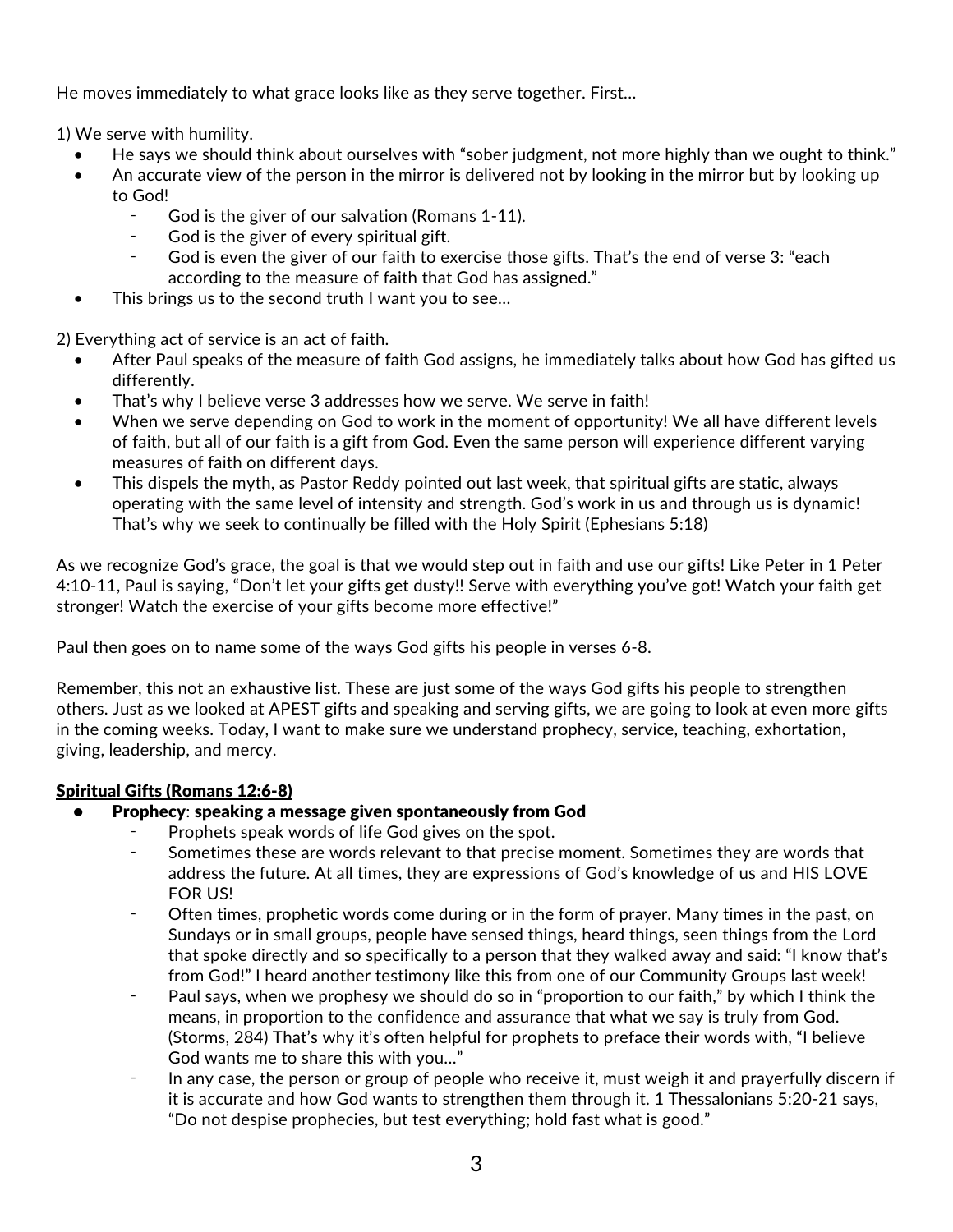He moves immediately to what grace looks like as they serve together. First…

1) We serve with humility.

- He says we should think about ourselves with "sober judgment, not more highly than we ought to think."
- An accurate view of the person in the mirror is delivered not by looking in the mirror but by looking up to God!
    - God is the giver of our salvation (Romans 1-11).
    - God is the giver of every spiritual gift.
    - God is even the giver of our faith to exercise those gifts. That's the end of verse 3: "each according to the measure of faith that God has assigned."
- This brings us to the second truth I want you to see…

2) Everything act of service is an act of faith.

- After Paul speaks of the measure of faith God assigns, he immediately talks about how God has gifted us differently.
- That's why I believe verse 3 addresses how we serve. We serve in faith!
- When we serve depending on God to work in the moment of opportunity! We all have different levels of faith, but all of our faith is a gift from God. Even the same person will experience different varying measures of faith on different days.
- This dispels the myth, as Pastor Reddy pointed out last week, that spiritual gifts are static, always operating with the same level of intensity and strength. God's work in us and through us is dynamic! That's why we seek to continually be filled with the Holy Spirit (Ephesians 5:18)

As we recognize God's grace, the goal is that we would step out in faith and use our gifts! Like Peter in 1 Peter 4:10-11, Paul is saying, "Don't let your gifts get dusty!! Serve with everything you've got! Watch your faith get stronger! Watch the exercise of your gifts become more effective!"

Paul then goes on to name some of the ways God gifts his people in verses 6-8.

Remember, this not an exhaustive list. These are just some of the ways God gifts his people to strengthen others. Just as we looked at APEST gifts and speaking and serving gifts, we are going to look at even more gifts in the coming weeks. Today, I want to make sure we understand prophecy, service, teaching, exhortation, giving, leadership, and mercy.

<u>**Spiritual Gifts (Romans 12:6-8)**</u>

- **Prophecy**: **speaking a message given spontaneously from God**
    - Prophets speak words of life God gives on the spot.
    - Sometimes these are words relevant to that precise moment. Sometimes they are words that address the future. At all times, they are expressions of God's knowledge of us and HIS LOVE FOR US!
    - Often times, prophetic words come during or in the form of prayer. Many times in the past, on Sundays or in small groups, people have sensed things, heard things, seen things from the Lord that spoke directly and so specifically to a person that they walked away and said: "I know that's from God!" I heard another testimony like this from one of our Community Groups last week!
    - Paul says, when we prophesy we should do so in "proportion to our faith," by which I think the means, in proportion to the confidence and assurance that what we say is truly from God. (Storms, 284) That's why it's often helpful for prophets to preface their words with, "I believe God wants me to share this with you…"
    - In any case, the person or group of people who receive it, must weigh it and prayerfully discern if it is accurate and how God wants to strengthen them through it. 1 Thessalonians 5:20-21 says, "Do not despise prophecies, but test everything; hold fast what is good."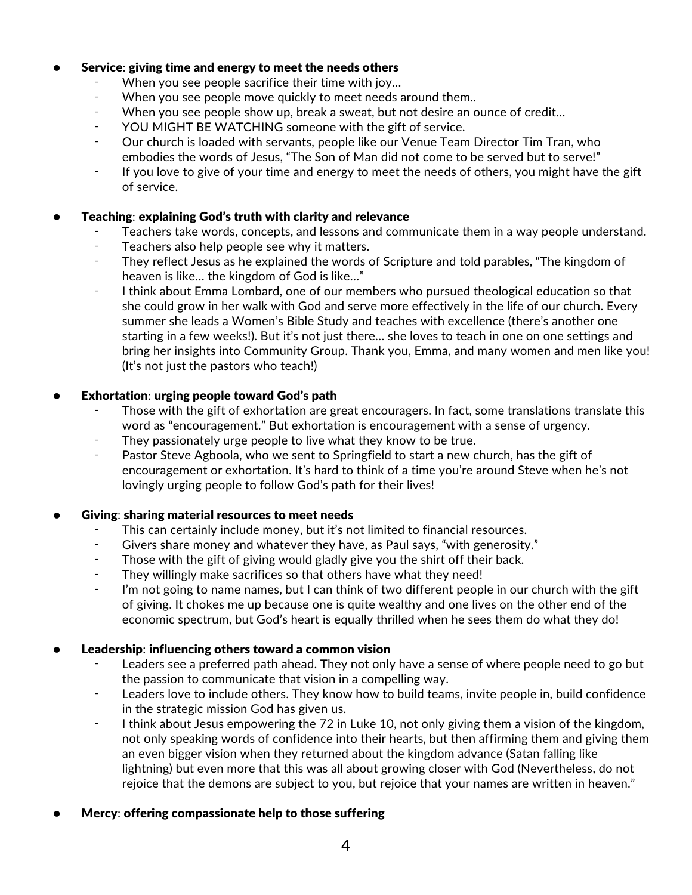- **Service**: **giving time and energy to meet the needs others**
  - When you see people sacrifice their time with joy…
  - When you see people move quickly to meet needs around them..
  - When you see people show up, break a sweat, but not desire an ounce of credit…
  - YOU MIGHT BE WATCHING someone with the gift of service.
  - Our church is loaded with servants, people like our Venue Team Director Tim Tran, who embodies the words of Jesus, "The Son of Man did not come to be served but to serve!"
  - If you love to give of your time and energy to meet the needs of others, you might have the gift of service.

- **Teaching**: **explaining God's truth with clarity and relevance**
  - Teachers take words, concepts, and lessons and communicate them in a way people understand.
  - Teachers also help people see why it matters.
  - They reflect Jesus as he explained the words of Scripture and told parables, "The kingdom of heaven is like… the kingdom of God is like…"
  - I think about Emma Lombard, one of our members who pursued theological education so that she could grow in her walk with God and serve more effectively in the life of our church. Every summer she leads a Women's Bible Study and teaches with excellence (there's another one starting in a few weeks!). But it's not just there… she loves to teach in one on one settings and bring her insights into Community Group. Thank you, Emma, and many women and men like you! (It's not just the pastors who teach!)

- **Exhortation**: **urging people toward God's path**
  - Those with the gift of exhortation are great encouragers. In fact, some translations translate this word as "encouragement." But exhortation is encouragement with a sense of urgency.
  - They passionately urge people to live what they know to be true.
  - Pastor Steve Agboola, who we sent to Springfield to start a new church, has the gift of encouragement or exhortation. It's hard to think of a time you're around Steve when he's not lovingly urging people to follow God's path for their lives!

- **Giving**: **sharing material resources to meet needs**
  - This can certainly include money, but it's not limited to financial resources.
  - Givers share money and whatever they have, as Paul says, "with generosity."
  - Those with the gift of giving would gladly give you the shirt off their back.
  - They willingly make sacrifices so that others have what they need!
  - I'm not going to name names, but I can think of two different people in our church with the gift of giving. It chokes me up because one is quite wealthy and one lives on the other end of the economic spectrum, but God's heart is equally thrilled when he sees them do what they do!

- **Leadership**: **influencing others toward a common vision**
  - Leaders see a preferred path ahead. They not only have a sense of where people need to go but the passion to communicate that vision in a compelling way.
  - Leaders love to include others. They know how to build teams, invite people in, build confidence in the strategic mission God has given us.
  - I think about Jesus empowering the 72 in Luke 10, not only giving them a vision of the kingdom, not only speaking words of confidence into their hearts, but then affirming them and giving them an even bigger vision when they returned about the kingdom advance (Satan falling like lightning) but even more that this was all about growing closer with God (Nevertheless, do not rejoice that the demons are subject to you, but rejoice that your names are written in heaven."

- **Mercy**: **offering compassionate help to those suffering**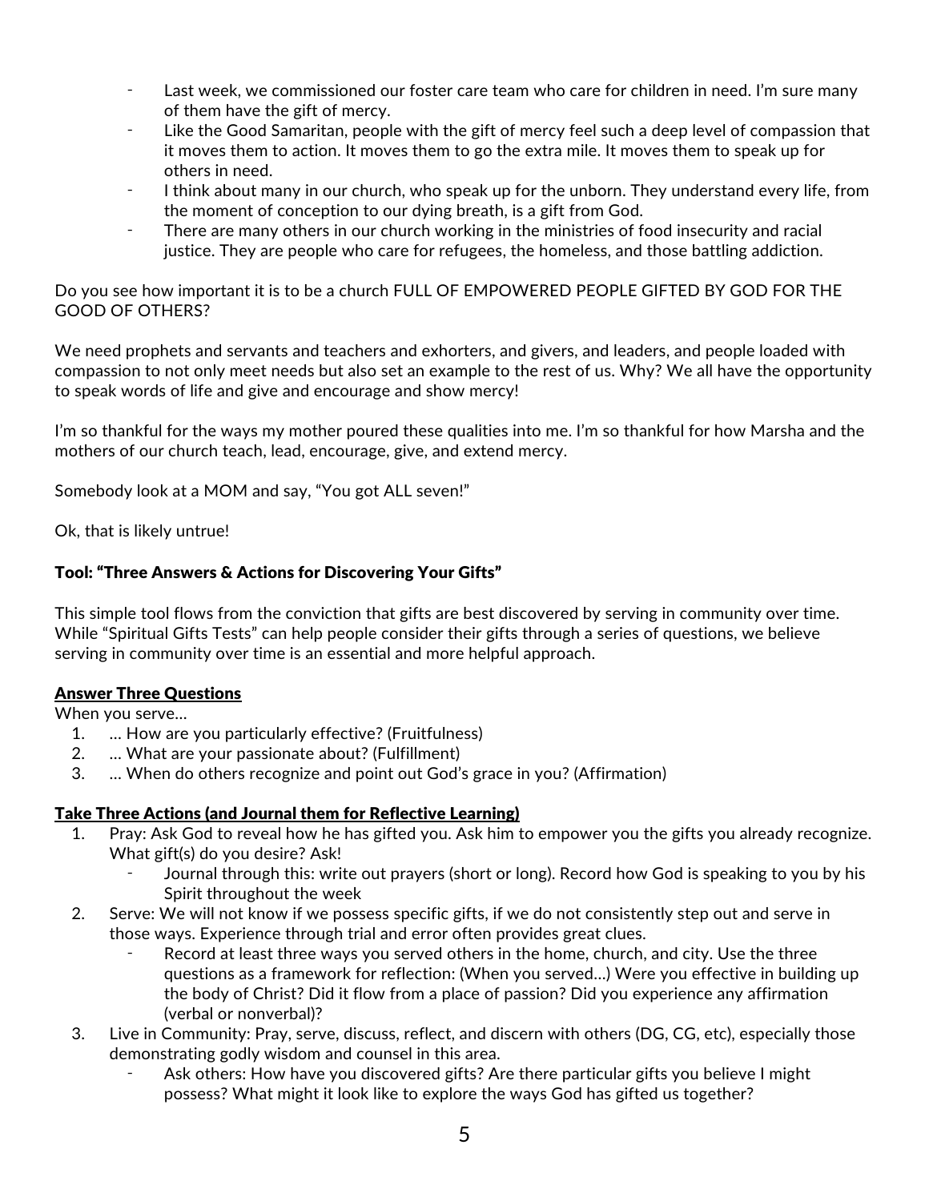- Last week, we commissioned our foster care team who care for children in need. I'm sure many of them have the gift of mercy.
- Like the Good Samaritan, people with the gift of mercy feel such a deep level of compassion that it moves them to action. It moves them to go the extra mile. It moves them to speak up for others in need.
- I think about many in our church, who speak up for the unborn. They understand every life, from the moment of conception to our dying breath, is a gift from God.
- There are many others in our church working in the ministries of food insecurity and racial justice. They are people who care for refugees, the homeless, and those battling addiction.

Do you see how important it is to be a church FULL OF EMPOWERED PEOPLE GIFTED BY GOD FOR THE GOOD OF OTHERS?

We need prophets and servants and teachers and exhorters, and givers, and leaders, and people loaded with compassion to not only meet needs but also set an example to the rest of us. Why? We all have the opportunity to speak words of life and give and encourage and show mercy!

I'm so thankful for the ways my mother poured these qualities into me. I'm so thankful for how Marsha and the mothers of our church teach, lead, encourage, give, and extend mercy.

Somebody look at a MOM and say, "You got ALL seven!"

Ok, that is likely untrue!

### Tool: "Three Answers & Actions for Discovering Your Gifts"

This simple tool flows from the conviction that gifts are best discovered by serving in community over time. While "Spiritual Gifts Tests" can help people consider their gifts through a series of questions, we believe serving in community over time is an essential and more helpful approach.

**Answer Three Questions**

When you serve…

1. … How are you particularly effective? (Fruitfulness)
2. … What are your passionate about? (Fulfillment)
3. … When do others recognize and point out God's grace in you? (Affirmation)

**Take Three Actions (and Journal them for Reflective Learning)**

1. Pray: Ask God to reveal how he has gifted you. Ask him to empower you the gifts you already recognize. What gift(s) do you desire? Ask!
   - Journal through this: write out prayers (short or long). Record how God is speaking to you by his Spirit throughout the week
2. Serve: We will not know if we possess specific gifts, if we do not consistently step out and serve in those ways. Experience through trial and error often provides great clues.
   - Record at least three ways you served others in the home, church, and city. Use the three questions as a framework for reflection: (When you served…) Were you effective in building up the body of Christ? Did it flow from a place of passion? Did you experience any affirmation (verbal or nonverbal)?
3. Live in Community: Pray, serve, discuss, reflect, and discern with others (DG, CG, etc), especially those demonstrating godly wisdom and counsel in this area.
   - Ask others: How have you discovered gifts? Are there particular gifts you believe I might possess? What might it look like to explore the ways God has gifted us together?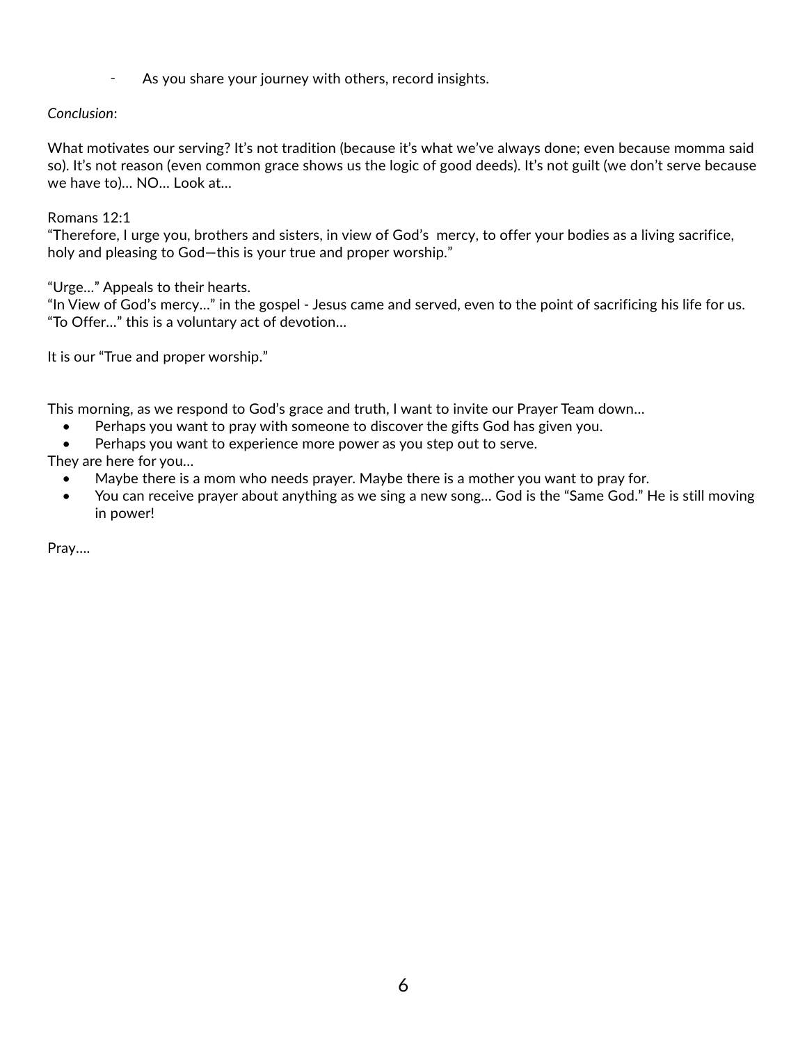- As you share your journey with others, record insights.

*Conclusion*:

What motivates our serving? It's not tradition (because it's what we've always done; even because momma said so). It's not reason (even common grace shows us the logic of good deeds). It's not guilt (we don't serve because we have to)… NO… Look at…

Romans 12:1
"Therefore, I urge you, brothers and sisters, in view of God's mercy, to offer your bodies as a living sacrifice, holy and pleasing to God—this is your true and proper worship."

"Urge…" Appeals to their hearts.
"In View of God's mercy…" in the gospel - Jesus came and served, even to the point of sacrificing his life for us.
"To Offer…" this is a voluntary act of devotion…

It is our "True and proper worship."

This morning, as we respond to God's grace and truth, I want to invite our Prayer Team down…

- Perhaps you want to pray with someone to discover the gifts God has given you.
- Perhaps you want to experience more power as you step out to serve.

They are here for you…

- Maybe there is a mom who needs prayer. Maybe there is a mother you want to pray for.
- You can receive prayer about anything as we sing a new song… God is the "Same God." He is still moving in power!

Pray….